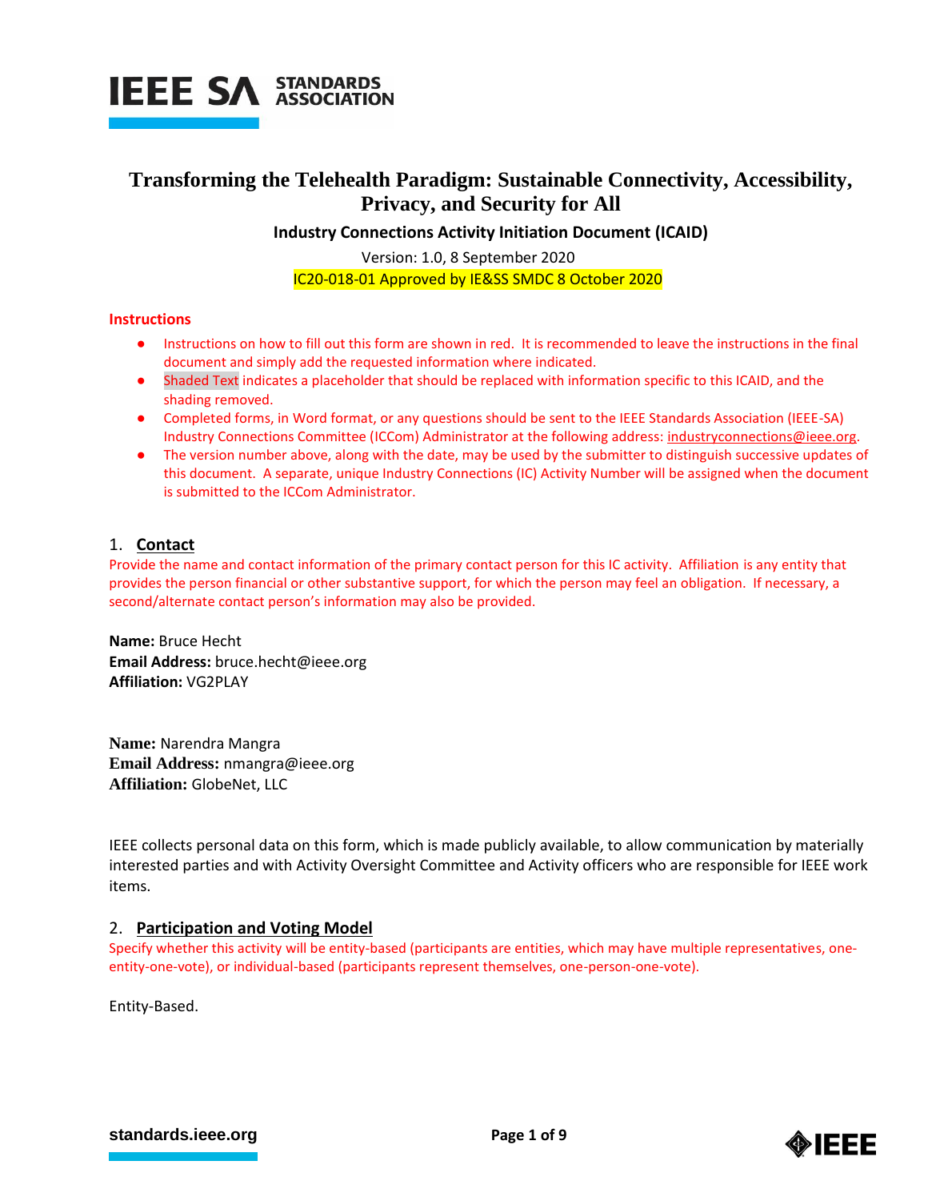# Transforming the Telehealth Paradigm: Sustainable Connectivity, Accessibility, Privacy, and Security for All

**Industry Connections Activity Initiation Document (ICAID)**

Version: 1.0, 8 September 2020

IC20-018-01 Approved by IE&SS SMDC 8 October 2020

**Instructions**

- Instructions on how to fill out this form are shown in red. It is recommended to leave the instructions in the final document and simply add the requested information where indicated.
- Shaded Text indicates a placeholder that should be replaced with information specific to this ICAID, and the shading removed.
- Completed forms, in Word format, or any questions should be sent to the IEEE Standards Association (IEEE-SA) Industry Connections Committee (ICCom) Administrator at the following address: industryconnections@ieee.org.
- The version number above, along with the date, may be used by the submitter to distinguish successive updates of this document. A separate, unique Industry Connections (IC) Activity Number will be assigned when the document is submitted to the ICCom Administrator.

## 1. Contact

Provide the name and contact information of the primary contact person for this IC activity. Affiliation is any entity that provides the person financial or other substantive support, for which the person may feel an obligation. If necessary, a second/alternate contact person's information may also be provided.

**Name:** Bruce Hecht
**Email Address:** bruce.hecht@ieee.org
**Affiliation:** VG2PLAY

**Name:** Narendra Mangra
**Email Address:** nmangra@ieee.org
**Affiliation:** GlobeNet, LLC

IEEE collects personal data on this form, which is made publicly available, to allow communication by materially interested parties and with Activity Oversight Committee and Activity officers who are responsible for IEEE work items.

## 2. Participation and Voting Model

Specify whether this activity will be entity-based (participants are entities, which may have multiple representatives, one-entity-one-vote), or individual-based (participants represent themselves, one-person-one-vote).

Entity-Based.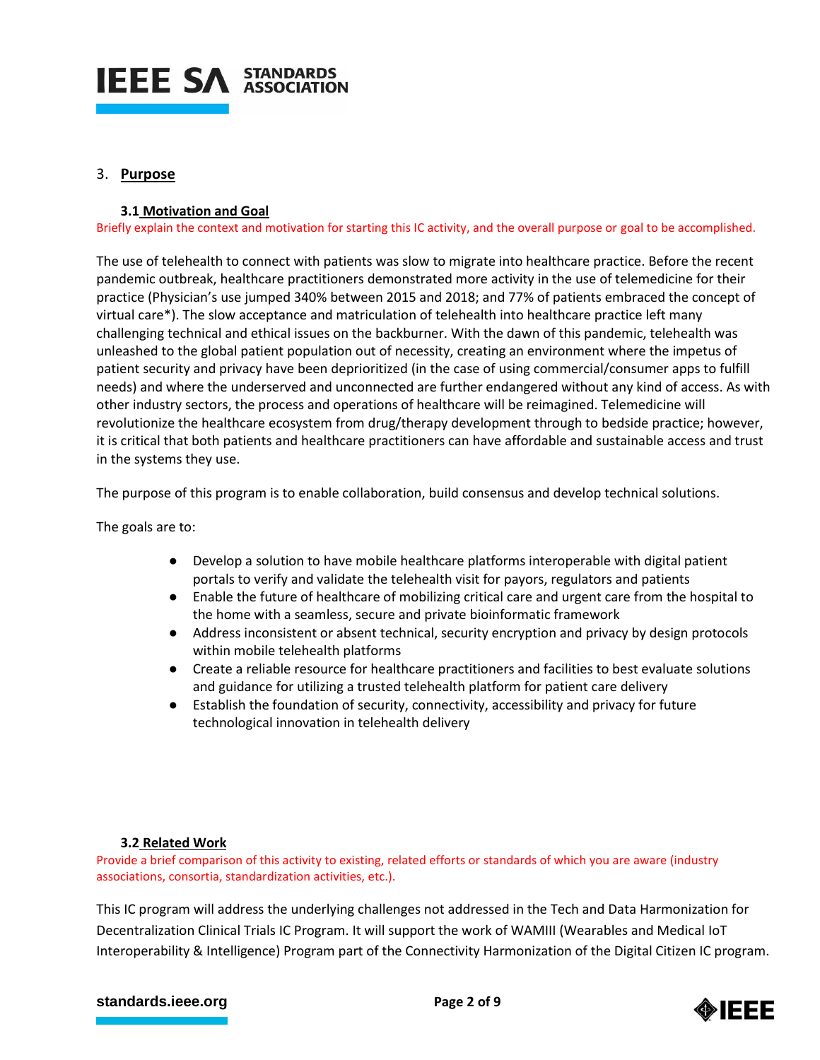## 3. Purpose

### 3.1 Motivation and Goal

Briefly explain the context and motivation for starting this IC activity, and the overall purpose or goal to be accomplished.

The use of telehealth to connect with patients was slow to migrate into healthcare practice. Before the recent pandemic outbreak, healthcare practitioners demonstrated more activity in the use of telemedicine for their practice (Physician's use jumped 340% between 2015 and 2018; and 77% of patients embraced the concept of virtual care*). The slow acceptance and matriculation of telehealth into healthcare practice left many challenging technical and ethical issues on the backburner. With the dawn of this pandemic, telehealth was unleashed to the global patient population out of necessity, creating an environment where the impetus of patient security and privacy have been deprioritized (in the case of using commercial/consumer apps to fulfill needs) and where the underserved and unconnected are further endangered without any kind of access. As with other industry sectors, the process and operations of healthcare will be reimagined. Telemedicine will revolutionize the healthcare ecosystem from drug/therapy development through to bedside practice; however, it is critical that both patients and healthcare practitioners can have affordable and sustainable access and trust in the systems they use.

The purpose of this program is to enable collaboration, build consensus and develop technical solutions.

The goals are to:

- Develop a solution to have mobile healthcare platforms interoperable with digital patient portals to verify and validate the telehealth visit for payors, regulators and patients
- Enable the future of healthcare of mobilizing critical care and urgent care from the hospital to the home with a seamless, secure and private bioinformatic framework
- Address inconsistent or absent technical, security encryption and privacy by design protocols within mobile telehealth platforms
- Create a reliable resource for healthcare practitioners and facilities to best evaluate solutions and guidance for utilizing a trusted telehealth platform for patient care delivery
- Establish the foundation of security, connectivity, accessibility and privacy for future technological innovation in telehealth delivery

### 3.2 Related Work

Provide a brief comparison of this activity to existing, related efforts or standards of which you are aware (industry associations, consortia, standardization activities, etc.).

This IC program will address the underlying challenges not addressed in the Tech and Data Harmonization for Decentralization Clinical Trials IC Program. It will support the work of WAMIII (Wearables and Medical IoT Interoperability & Intelligence) Program part of the Connectivity Harmonization of the Digital Citizen IC program.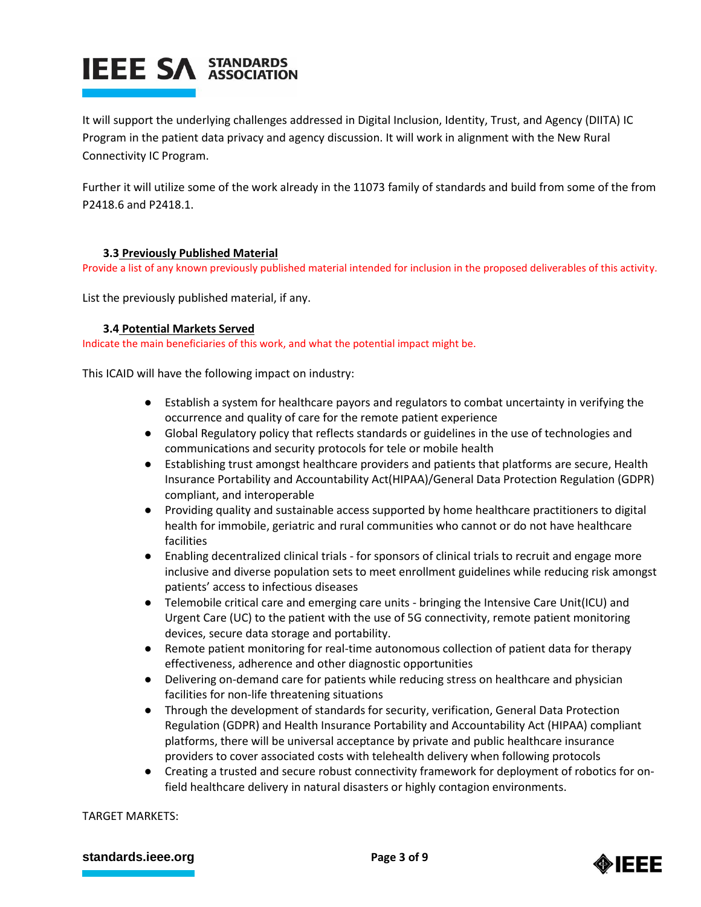It will support the underlying challenges addressed in Digital Inclusion, Identity, Trust, and Agency (DIITA) IC Program in the patient data privacy and agency discussion. It will work in alignment with the New Rural Connectivity IC Program.

Further it will utilize some of the work already in the 11073 family of standards and build from some of the from P2418.6 and P2418.1.

### 3.3 Previously Published Material

Provide a list of any known previously published material intended for inclusion in the proposed deliverables of this activity.

List the previously published material, if any.

### 3.4 Potential Markets Served

Indicate the main beneficiaries of this work, and what the potential impact might be.

This ICAID will have the following impact on industry:

- Establish a system for healthcare payors and regulators to combat uncertainty in verifying the occurrence and quality of care for the remote patient experience
- Global Regulatory policy that reflects standards or guidelines in the use of technologies and communications and security protocols for tele or mobile health
- Establishing trust amongst healthcare providers and patients that platforms are secure, Health Insurance Portability and Accountability Act(HIPAA)/General Data Protection Regulation (GDPR) compliant, and interoperable
- Providing quality and sustainable access supported by home healthcare practitioners to digital health for immobile, geriatric and rural communities who cannot or do not have healthcare facilities
- Enabling decentralized clinical trials - for sponsors of clinical trials to recruit and engage more inclusive and diverse population sets to meet enrollment guidelines while reducing risk amongst patients' access to infectious diseases
- Telemobile critical care and emerging care units - bringing the Intensive Care Unit(ICU) and Urgent Care (UC) to the patient with the use of 5G connectivity, remote patient monitoring devices, secure data storage and portability.
- Remote patient monitoring for real-time autonomous collection of patient data for therapy effectiveness, adherence and other diagnostic opportunities
- Delivering on-demand care for patients while reducing stress on healthcare and physician facilities for non-life threatening situations
- Through the development of standards for security, verification, General Data Protection Regulation (GDPR) and Health Insurance Portability and Accountability Act (HIPAA) compliant platforms, there will be universal acceptance by private and public healthcare insurance providers to cover associated costs with telehealth delivery when following protocols
- Creating a trusted and secure robust connectivity framework for deployment of robotics for on-field healthcare delivery in natural disasters or highly contagion environments.

TARGET MARKETS: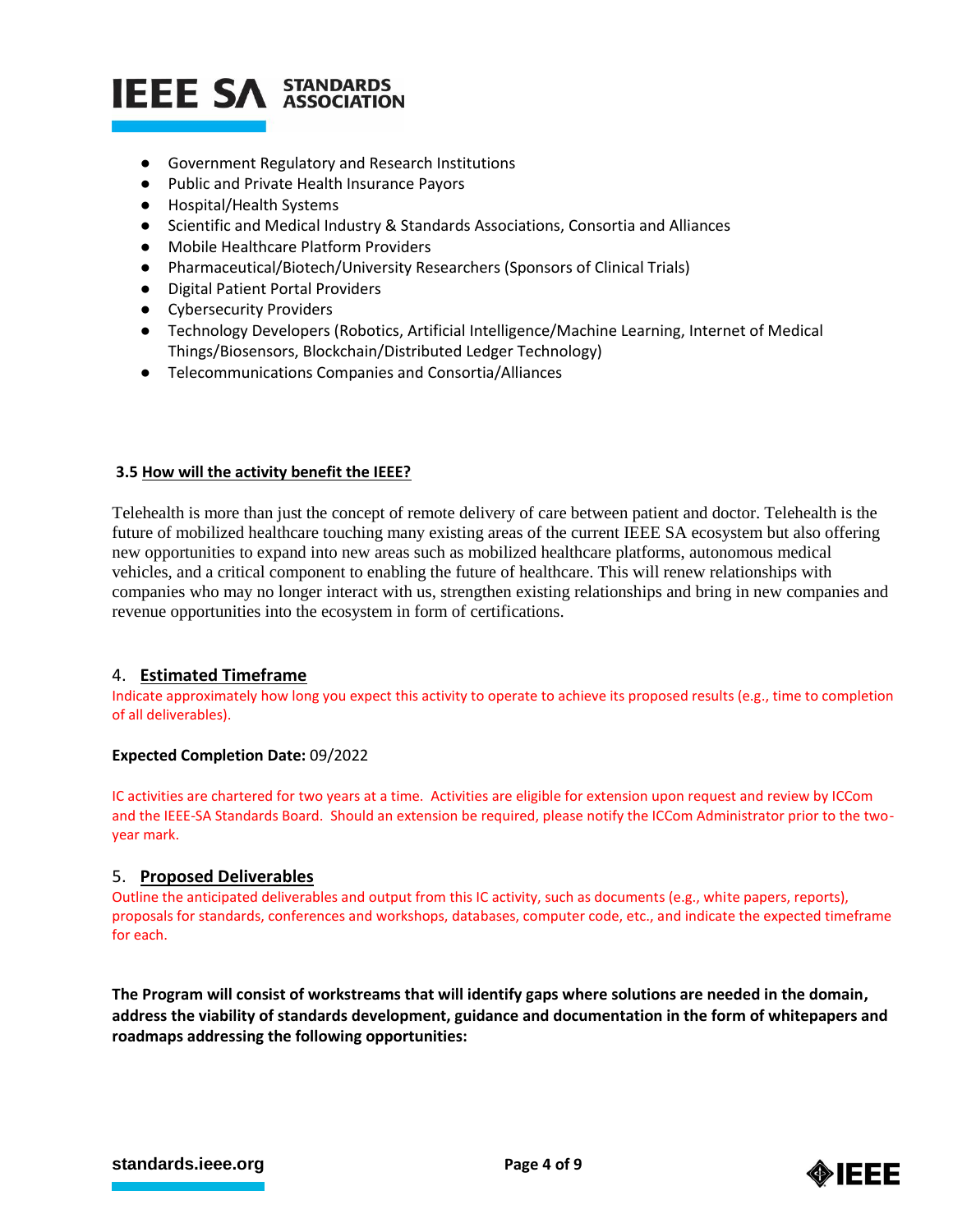- Government Regulatory and Research Institutions
- Public and Private Health Insurance Payors
- Hospital/Health Systems
- Scientific and Medical Industry & Standards Associations, Consortia and Alliances
- Mobile Healthcare Platform Providers
- Pharmaceutical/Biotech/University Researchers (Sponsors of Clinical Trials)
- Digital Patient Portal Providers
- Cybersecurity Providers
- Technology Developers (Robotics, Artificial Intelligence/Machine Learning, Internet of Medical Things/Biosensors, Blockchain/Distributed Ledger Technology)
- Telecommunications Companies and Consortia/Alliances

### 3.5 How will the activity benefit the IEEE?

Telehealth is more than just the concept of remote delivery of care between patient and doctor. Telehealth is the future of mobilized healthcare touching many existing areas of the current IEEE SA ecosystem but also offering new opportunities to expand into new areas such as mobilized healthcare platforms, autonomous medical vehicles, and a critical component to enabling the future of healthcare. This will renew relationships with companies who may no longer interact with us, strengthen existing relationships and bring in new companies and revenue opportunities into the ecosystem in form of certifications.

## 4. Estimated Timeframe

Indicate approximately how long you expect this activity to operate to achieve its proposed results (e.g., time to completion of all deliverables).

**Expected Completion Date:** 09/2022

IC activities are chartered for two years at a time. Activities are eligible for extension upon request and review by ICCom and the IEEE-SA Standards Board. Should an extension be required, please notify the ICCom Administrator prior to the two-year mark.

## 5. Proposed Deliverables

Outline the anticipated deliverables and output from this IC activity, such as documents (e.g., white papers, reports), proposals for standards, conferences and workshops, databases, computer code, etc., and indicate the expected timeframe for each.

**The Program will consist of workstreams that will identify gaps where solutions are needed in the domain, address the viability of standards development, guidance and documentation in the form of whitepapers and roadmaps addressing the following opportunities:**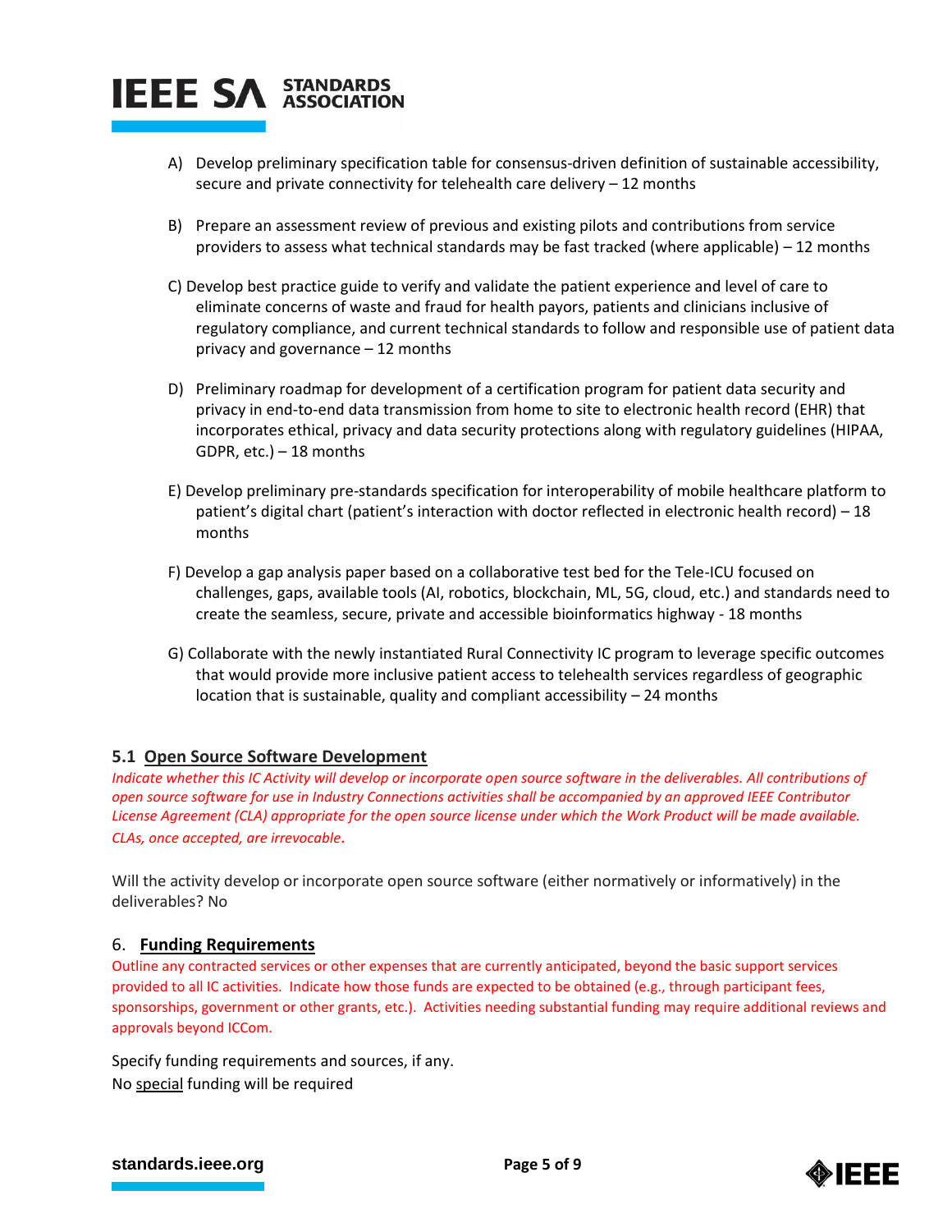A) Develop preliminary specification table for consensus-driven definition of sustainable accessibility, secure and private connectivity for telehealth care delivery – 12 months

B) Prepare an assessment review of previous and existing pilots and contributions from service providers to assess what technical standards may be fast tracked (where applicable) – 12 months

C) Develop best practice guide to verify and validate the patient experience and level of care to eliminate concerns of waste and fraud for health payors, patients and clinicians inclusive of regulatory compliance, and current technical standards to follow and responsible use of patient data privacy and governance – 12 months

D) Preliminary roadmap for development of a certification program for patient data security and privacy in end-to-end data transmission from home to site to electronic health record (EHR) that incorporates ethical, privacy and data security protections along with regulatory guidelines (HIPAA, GDPR, etc.) – 18 months

E) Develop preliminary pre-standards specification for interoperability of mobile healthcare platform to patient's digital chart (patient's interaction with doctor reflected in electronic health record) – 18 months

F) Develop a gap analysis paper based on a collaborative test bed for the Tele-ICU focused on challenges, gaps, available tools (AI, robotics, blockchain, ML, 5G, cloud, etc.) and standards need to create the seamless, secure, private and accessible bioinformatics highway - 18 months

G) Collaborate with the newly instantiated Rural Connectivity IC program to leverage specific outcomes that would provide more inclusive patient access to telehealth services regardless of geographic location that is sustainable, quality and compliant accessibility – 24 months

### 5.1 Open Source Software Development

*Indicate whether this IC Activity will develop or incorporate open source software in the deliverables. All contributions of open source software for use in Industry Connections activities shall be accompanied by an approved IEEE Contributor License Agreement (CLA) appropriate for the open source license under which the Work Product will be made available. CLAs, once accepted, are irrevocable.*

Will the activity develop or incorporate open source software (either normatively or informatively) in the deliverables? No

## 6. Funding Requirements

Outline any contracted services or other expenses that are currently anticipated, beyond the basic support services provided to all IC activities. Indicate how those funds are expected to be obtained (e.g., through participant fees, sponsorships, government or other grants, etc.). Activities needing substantial funding may require additional reviews and approvals beyond ICCom.

Specify funding requirements and sources, if any.
No special funding will be required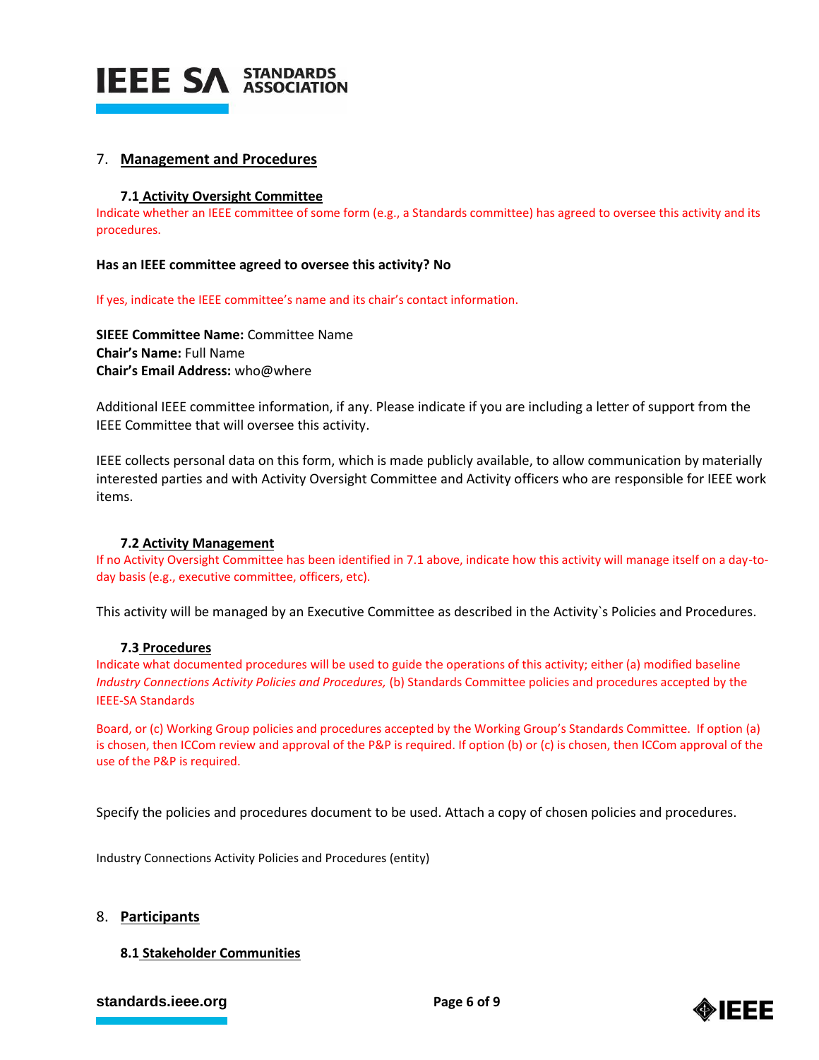## 7. Management and Procedures

### 7.1 Activity Oversight Committee

Indicate whether an IEEE committee of some form (e.g., a Standards committee) has agreed to oversee this activity and its procedures.

**Has an IEEE committee agreed to oversee this activity? No**

If yes, indicate the IEEE committee's name and its chair's contact information.

**SIEEE Committee Name:** Committee Name
**Chair's Name:** Full Name
**Chair's Email Address:** who@where

Additional IEEE committee information, if any. Please indicate if you are including a letter of support from the IEEE Committee that will oversee this activity.

IEEE collects personal data on this form, which is made publicly available, to allow communication by materially interested parties and with Activity Oversight Committee and Activity officers who are responsible for IEEE work items.

### 7.2 Activity Management

If no Activity Oversight Committee has been identified in 7.1 above, indicate how this activity will manage itself on a day-to-day basis (e.g., executive committee, officers, etc).

This activity will be managed by an Executive Committee as described in the Activity`s Policies and Procedures.

### 7.3 Procedures

Indicate what documented procedures will be used to guide the operations of this activity; either (a) modified baseline *Industry Connections Activity Policies and Procedures,* (b) Standards Committee policies and procedures accepted by the IEEE-SA Standards

Board, or (c) Working Group policies and procedures accepted by the Working Group's Standards Committee. If option (a) is chosen, then ICCom review and approval of the P&P is required. If option (b) or (c) is chosen, then ICCom approval of the use of the P&P is required.

Specify the policies and procedures document to be used. Attach a copy of chosen policies and procedures.

Industry Connections Activity Policies and Procedures (entity)

## 8. Participants

### 8.1 Stakeholder Communities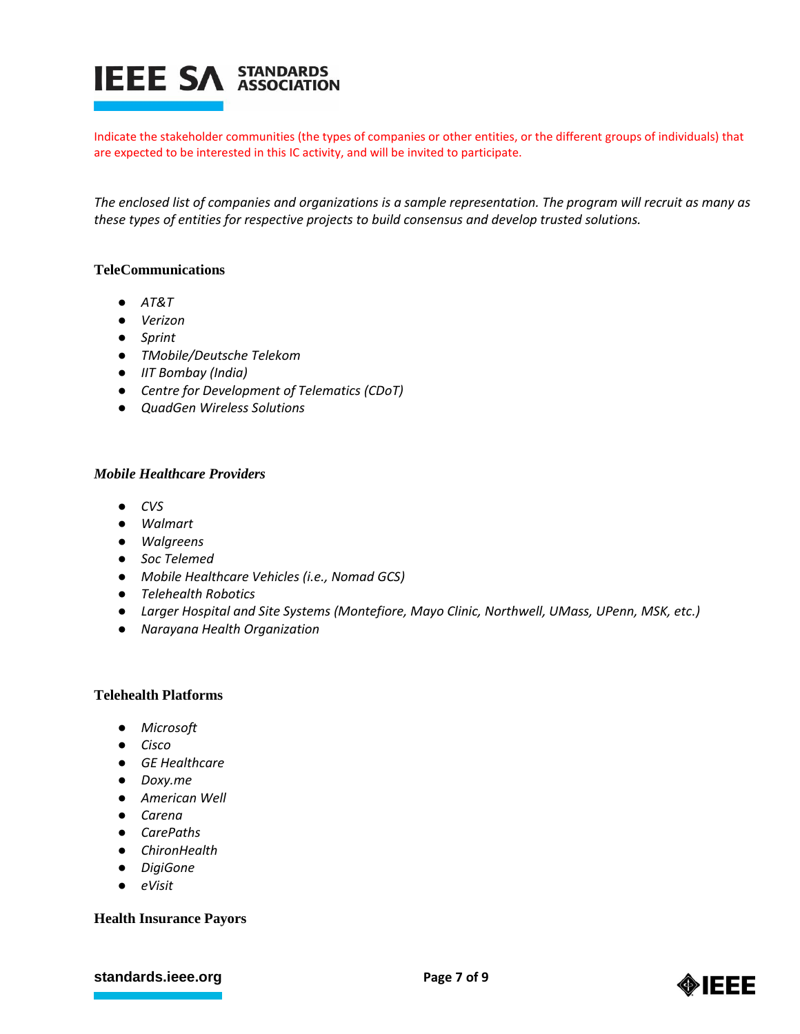Indicate the stakeholder communities (the types of companies or other entities, or the different groups of individuals) that are expected to be interested in this IC activity, and will be invited to participate.

*The enclosed list of companies and organizations is a sample representation. The program will recruit as many as these types of entities for respective projects to build consensus and develop trusted solutions.*

**TeleCommunications**

- *AT&T*
- *Verizon*
- *Sprint*
- *TMobile/Deutsche Telekom*
- *IIT Bombay (India)*
- *Centre for Development of Telematics (CDoT)*
- *QuadGen Wireless Solutions*

***Mobile Healthcare Providers***

- *CVS*
- *Walmart*
- *Walgreens*
- *Soc Telemed*
- *Mobile Healthcare Vehicles (i.e., Nomad GCS)*
- *Telehealth Robotics*
- *Larger Hospital and Site Systems (Montefiore, Mayo Clinic, Northwell, UMass, UPenn, MSK, etc.)*
- *Narayana Health Organization*

**Telehealth Platforms**

- *Microsoft*
- *Cisco*
- *GE Healthcare*
- *Doxy.me*
- *American Well*
- *Carena*
- *CarePaths*
- *ChironHealth*
- *DigiGone*
- *eVisit*

**Health Insurance Payors**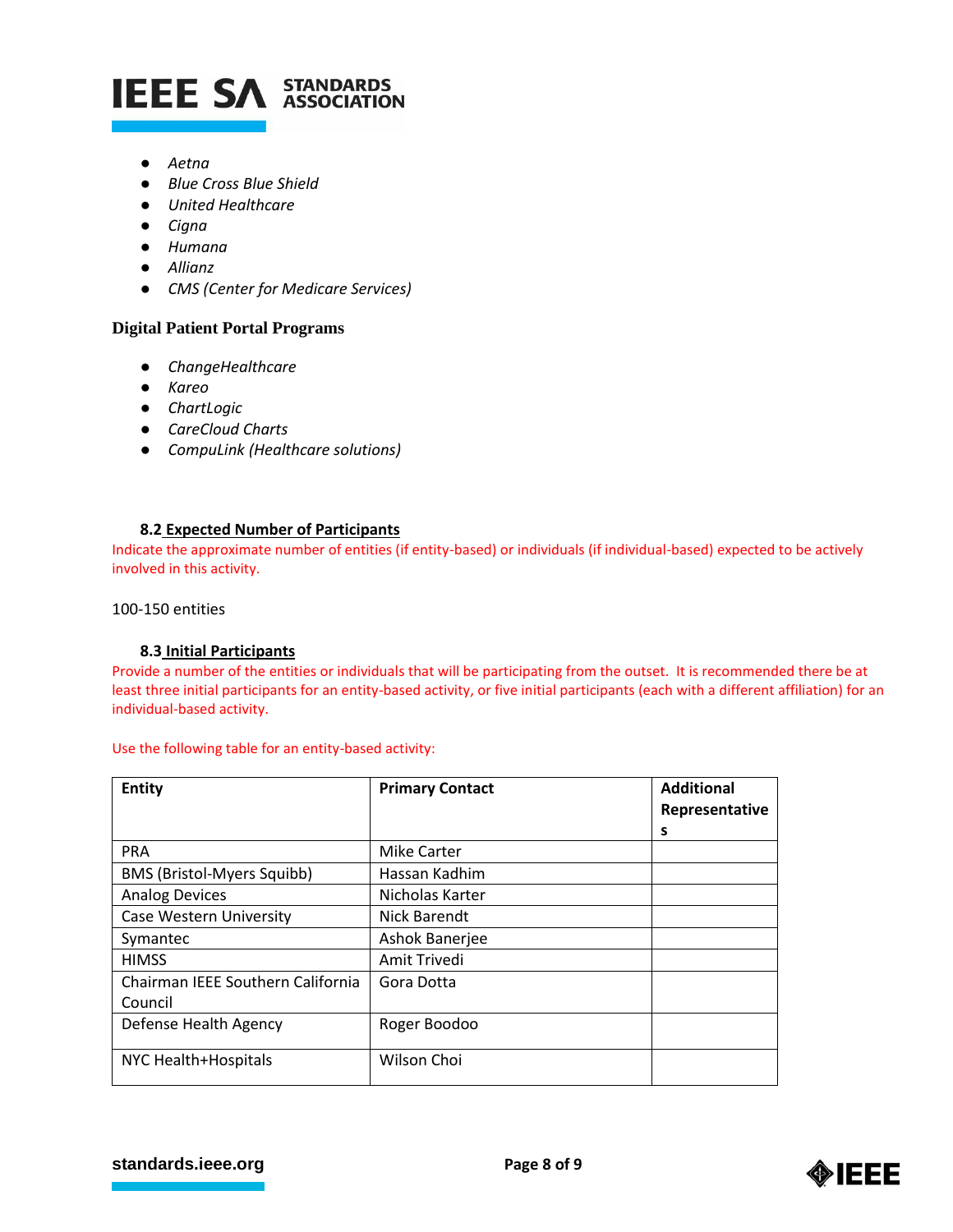- *Aetna*
- *Blue Cross Blue Shield*
- *United Healthcare*
- *Cigna*
- *Humana*
- *Allianz*
- *CMS (Center for Medicare Services)*

### Digital Patient Portal Programs

- *ChangeHealthcare*
- *Kareo*
- *ChartLogic*
- *CareCloud Charts*
- *CompuLink (Healthcare solutions)*

#### 8.2 Expected Number of Participants

Indicate the approximate number of entities (if entity-based) or individuals (if individual-based) expected to be actively involved in this activity.

100-150 entities

#### 8.3 Initial Participants

Provide a number of the entities or individuals that will be participating from the outset. It is recommended there be at least three initial participants for an entity-based activity, or five initial participants (each with a different affiliation) for an individual-based activity.

Use the following table for an entity-based activity:

| Entity | Primary Contact | Additional Representatives |
|---|---|---|
| PRA | Mike Carter | |
| BMS (Bristol-Myers Squibb) | Hassan Kadhim | |
| Analog Devices | Nicholas Karter | |
| Case Western University | Nick Barendt | |
| Symantec | Ashok Banerjee | |
| HIMSS | Amit Trivedi | |
| Chairman IEEE Southern California Council | Gora Dotta | |
| Defense Health Agency | Roger Boodoo | |
| NYC Health+Hospitals | Wilson Choi | |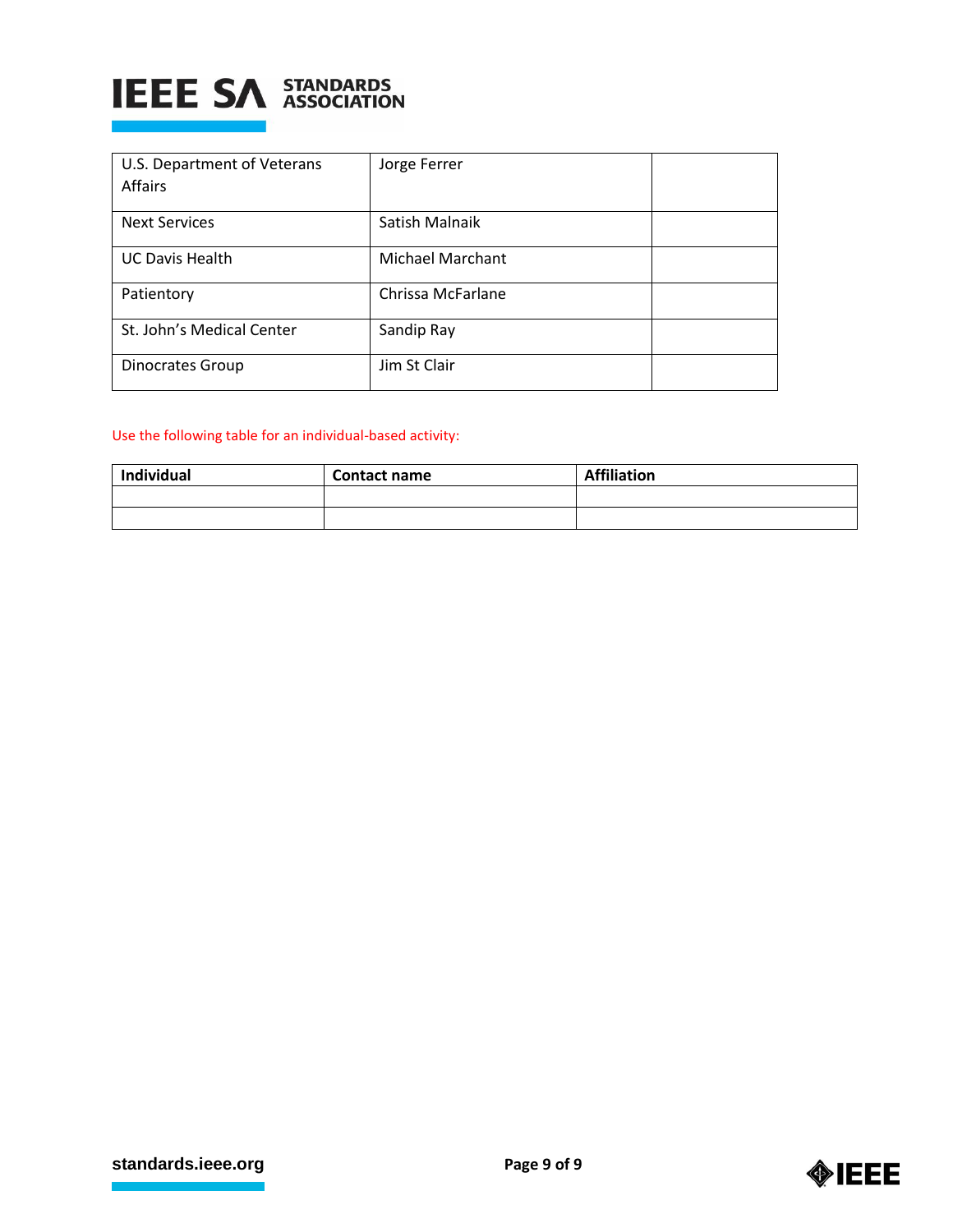| | | |
|---|---|---|
| U.S. Department of Veterans Affairs | Jorge Ferrer | |
| Next Services | Satish Malnaik | |
| UC Davis Health | Michael Marchant | |
| Patientory | Chrissa McFarlane | |
| St. John's Medical Center | Sandip Ray | |
| Dinocrates Group | Jim St Clair | |

Use the following table for an individual-based activity:

| Individual | Contact name | Affiliation |
|---|---|---|
| | | |
| | | |